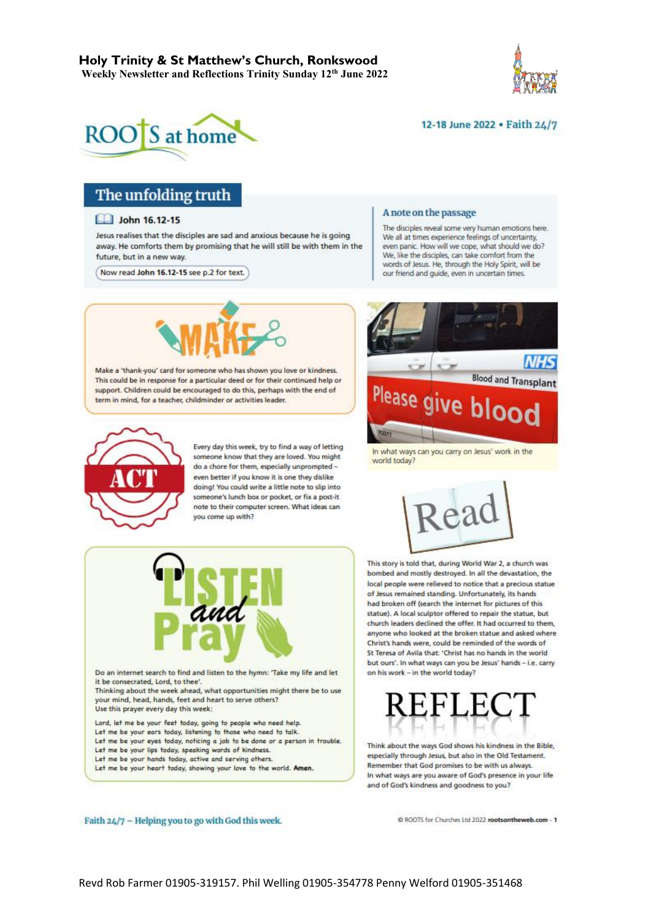# Holy Trinity & St Matthew's Church, Ronkswood

**Weekly Newsletter and Reflections Trinity Sunday 12th June 2022**

ROOTS at home

12-18 June 2022 • Faith 24/7

## The unfolding truth

**John 16.12-15**

Jesus realises that the disciples are sad and anxious because he is going away. He comforts them by promising that he will still be with them in the future, but in a new way.

Now read **John 16.12-15** see p.2 for text.

### A note on the passage

The disciples reveal some very human emotions here. We all at times experience feelings of uncertainty, even panic. How will we cope, what should we do? We, like the disciples, can take comfort from the words of Jesus. He, through the Holy Spirit, will be our friend and guide, even in uncertain times.

## MAKE

Make a 'thank-you' card for someone who has shown you love or kindness. This could be in response for a particular deed or for their continued help or support. Children could be encouraged to do this, perhaps with the end of term in mind, for a teacher, childminder or activities leader.

NHS Blood and Transplant

Please give blood

In what ways can you carry on Jesus' work in the world today?

## ACT

Every day this week, try to find a way of letting someone know that they are loved. You might do a chore for them, especially unprompted – even better if you know it is one they dislike doing! You could write a little note to slip into someone's lunch box or pocket, or fix a post-it note to their computer screen. What ideas can you come up with?

## Read

This story is told that, during World War 2, a church was bombed and mostly destroyed. In all the devastation, the local people were relieved to notice that a precious statue of Jesus remained standing. Unfortunately, its hands had broken off (search the internet for pictures of this statue). A local sculptor offered to repair the statue, but church leaders declined the offer. It had occurred to them, anyone who looked at the broken statue and asked where Christ's hands were, could be reminded of the words of St Teresa of Avila that: 'Christ has no hands in the world but ours'. In what ways can you be Jesus' hands – i.e. carry on his work – in the world today?

## LISTEN and Pray

Do an internet search to find and listen to the hymn: 'Take my life and let it be consecrated, Lord, to thee'.

Thinking about the week ahead, what opportunities might there be to use your mind, head, hands, feet and heart to serve others?

Use this prayer every day this week:

Lord, let me be your feet today, going to people who need help.
Let me be your ears today, listening to those who need to talk.
Let me be your eyes today, noticing a job to be done or a person in trouble.
Let me be your lips today, speaking words of kindness.
Let me be your hands today, active and serving others.
Let me be your heart today, showing your love to the world. **Amen.**

## REFLECT

Think about the ways God shows his kindness in the Bible, especially through Jesus, but also in the Old Testament. Remember that God promises to be with us always.

In what ways are you aware of God's presence in your life and of God's kindness and goodness to you?

Faith 24/7 – Helping you to go with God this week.

© ROOTS for Churches Ltd 2022 rootsontheweb.com

Revd Rob Farmer 01905-319157. Phil Welling 01905-354778 Penny Welford 01905-351468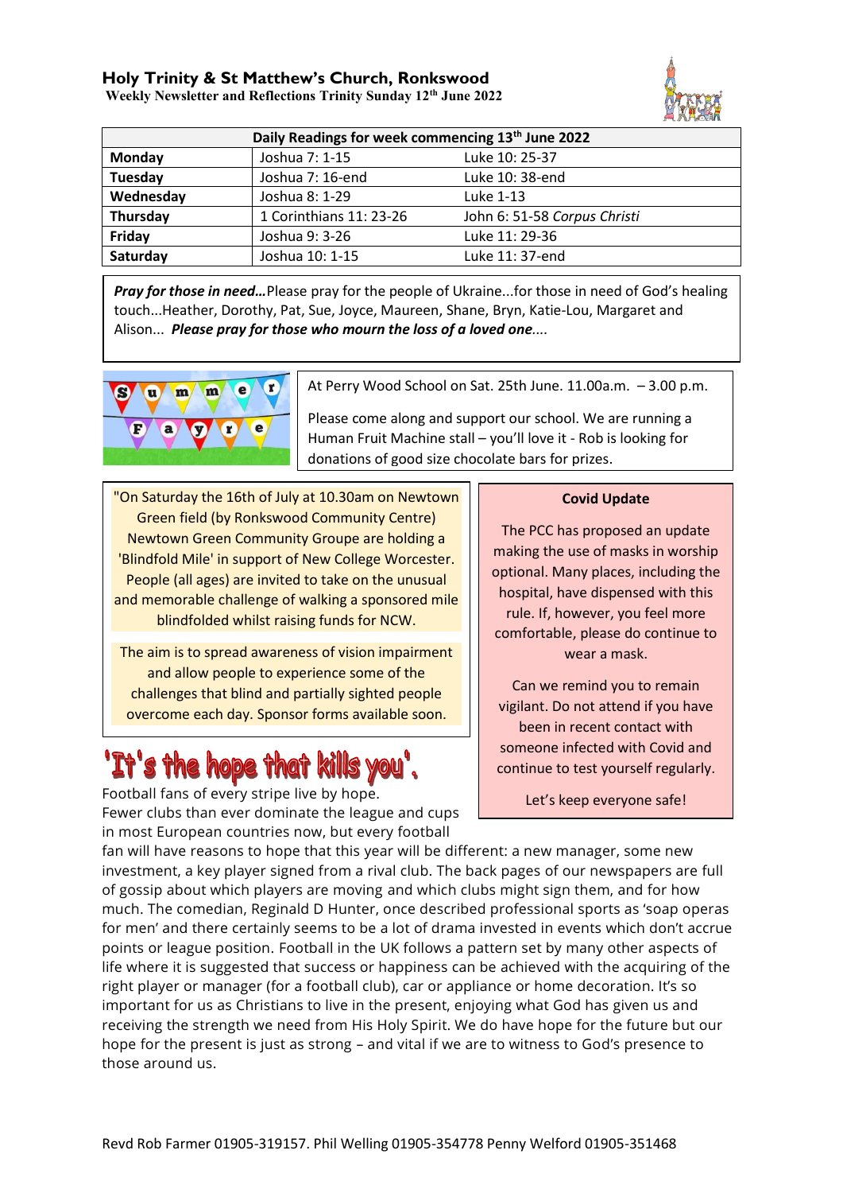## Holy Trinity & St Matthew's Church, Ronkswood

**Weekly Newsletter and Reflections Trinity Sunday 12th June 2022**

| Daily Readings for week commencing 13th June 2022 | | |
|---|---|---|
| **Monday** | Joshua 7: 1-15 | Luke 10: 25-37 |
| **Tuesday** | Joshua 7: 16-end | Luke 10: 38-end |
| **Wednesday** | Joshua 8: 1-29 | Luke 1-13 |
| **Thursday** | 1 Corinthians 11: 23-26 | John 6: 51-58 *Corpus Christi* |
| **Friday** | Joshua 9: 3-26 | Luke 11: 29-36 |
| **Saturday** | Joshua 10: 1-15 | Luke 11: 37-end |

***Pray for those in need…***Please pray for the people of Ukraine...for those in need of God's healing touch...Heather, Dorothy, Pat, Sue, Joyce, Maureen, Shane, Bryn, Katie-Lou, Margaret and Alison... ***Please pray for those who mourn the loss of a loved one.***...

Summer Fayre

At Perry Wood School on Sat. 25th June. 11.00a.m. – 3.00 p.m.

Please come along and support our school. We are running a Human Fruit Machine stall – you'll love it - Rob is looking for donations of good size chocolate bars for prizes.

"On Saturday the 16th of July at 10.30am on Newtown Green field (by Ronkswood Community Centre) Newtown Green Community Groupe are holding a 'Blindfold Mile' in support of New College Worcester. People (all ages) are invited to take on the unusual and memorable challenge of walking a sponsored mile blindfolded whilst raising funds for NCW.

The aim is to spread awareness of vision impairment and allow people to experience some of the challenges that blind and partially sighted people overcome each day. Sponsor forms available soon.

**Covid Update**

The PCC has proposed an update making the use of masks in worship optional. Many places, including the hospital, have dispensed with this rule. If, however, you feel more comfortable, please do continue to wear a mask.

Can we remind you to remain vigilant. Do not attend if you have been in recent contact with someone infected with Covid and continue to test yourself regularly.

Let's keep everyone safe!

## 'It's the hope that kills you'.

Football fans of every stripe live by hope. Fewer clubs than ever dominate the league and cups in most European countries now, but every football fan will have reasons to hope that this year will be different: a new manager, some new investment, a key player signed from a rival club. The back pages of our newspapers are full of gossip about which players are moving and which clubs might sign them, and for how much. The comedian, Reginald D Hunter, once described professional sports as 'soap operas for men' and there certainly seems to be a lot of drama invested in events which don't accrue points or league position. Football in the UK follows a pattern set by many other aspects of life where it is suggested that success or happiness can be achieved with the acquiring of the right player or manager (for a football club), car or appliance or home decoration. It's so important for us as Christians to live in the present, enjoying what God has given us and receiving the strength we need from His Holy Spirit. We do have hope for the future but our hope for the present is just as strong – and vital if we are to witness to God's presence to those around us.

Revd Rob Farmer 01905-319157. Phil Welling 01905-354778 Penny Welford 01905-351468